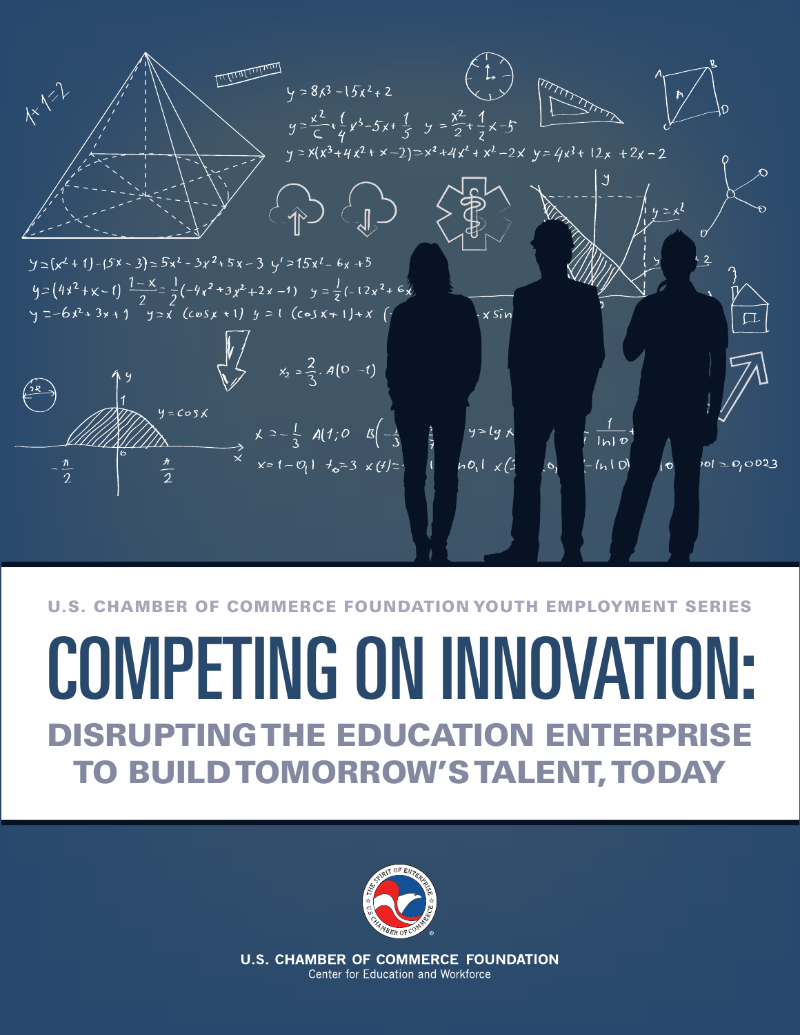U.S. CHAMBER OF COMMERCE FOUNDATION YOUTH EMPLOYMENT SERIES

# COMPETING ON INNOVATION:

## DISRUPTING THE EDUCATION ENTERPRISE TO BUILD TOMORROW'S TALENT, TODAY

U.S. CHAMBER OF COMMERCE FOUNDATION
Center for Education and Workforce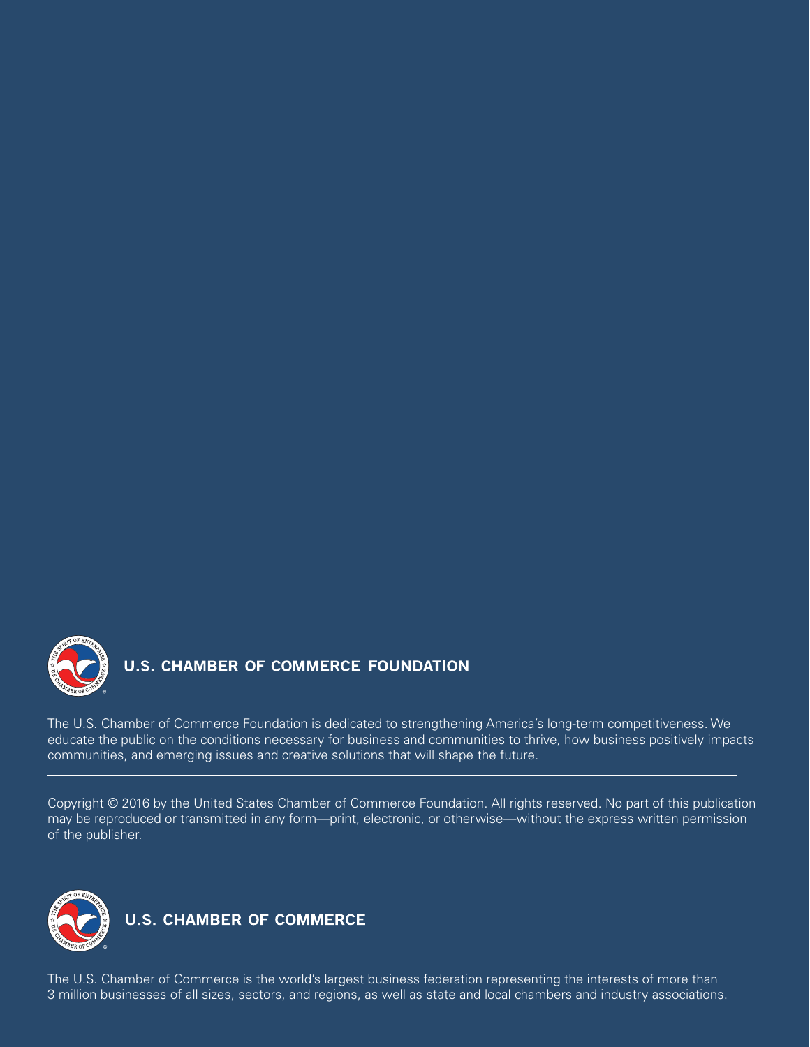## U.S. CHAMBER OF COMMERCE FOUNDATION

The U.S. Chamber of Commerce Foundation is dedicated to strengthening America's long-term competitiveness. We educate the public on the conditions necessary for business and communities to thrive, how business positively impacts communities, and emerging issues and creative solutions that will shape the future.

---

Copyright © 2016 by the United States Chamber of Commerce Foundation. All rights reserved. No part of this publication may be reproduced or transmitted in any form—print, electronic, or otherwise—without the express written permission of the publisher.

## U.S. CHAMBER OF COMMERCE

The U.S. Chamber of Commerce is the world's largest business federation representing the interests of more than 3 million businesses of all sizes, sectors, and regions, as well as state and local chambers and industry associations.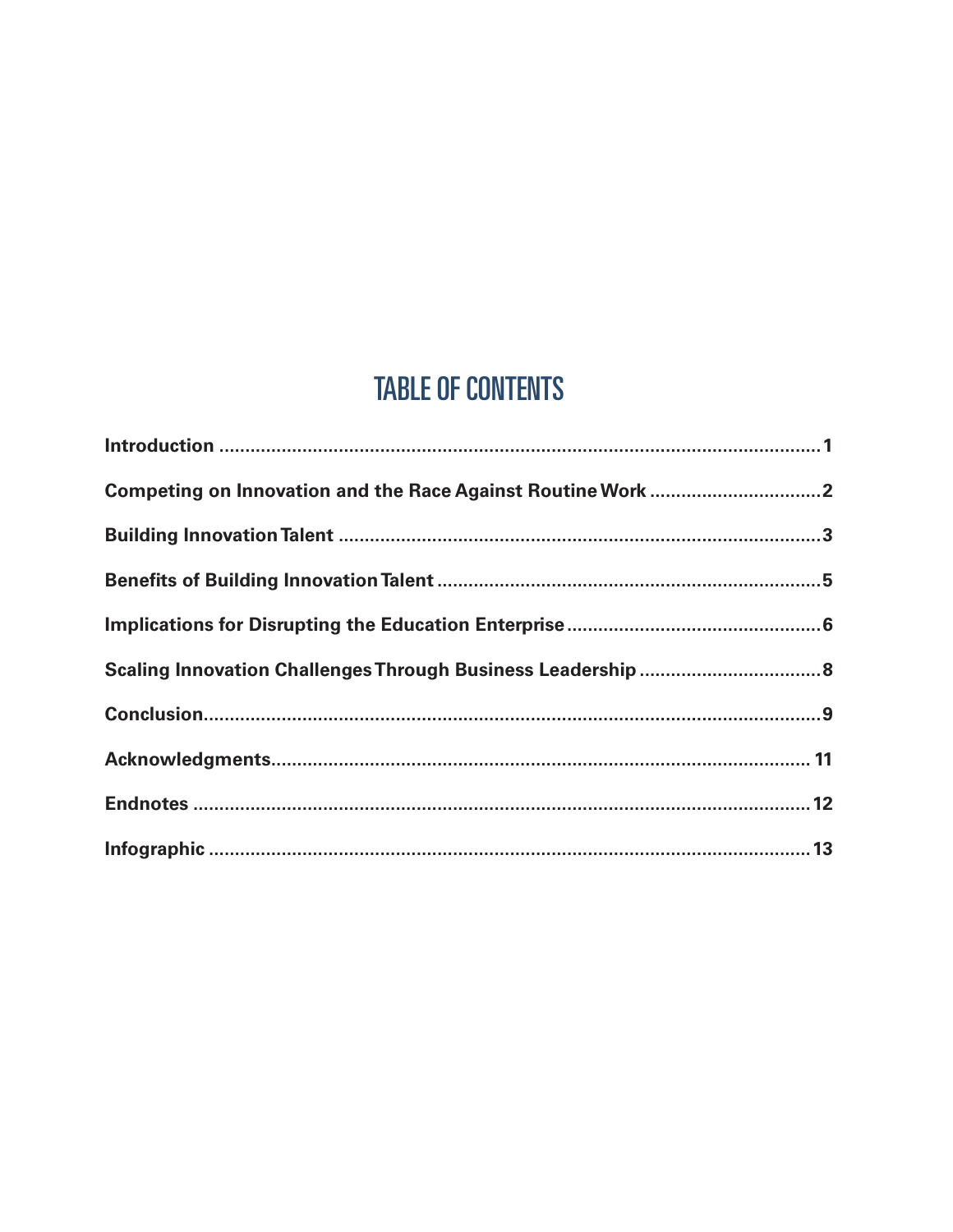# TABLE OF CONTENTS

**Introduction** .......... 1

**Competing on Innovation and the Race Against Routine Work** .......... 2

**Building Innovation Talent** .......... 3

**Benefits of Building Innovation Talent** .......... 5

**Implications for Disrupting the Education Enterprise** .......... 6

**Scaling Innovation Challenges Through Business Leadership** .......... 8

**Conclusion** .......... 9

**Acknowledgments** .......... 11

**Endnotes** .......... 12

**Infographic** .......... 13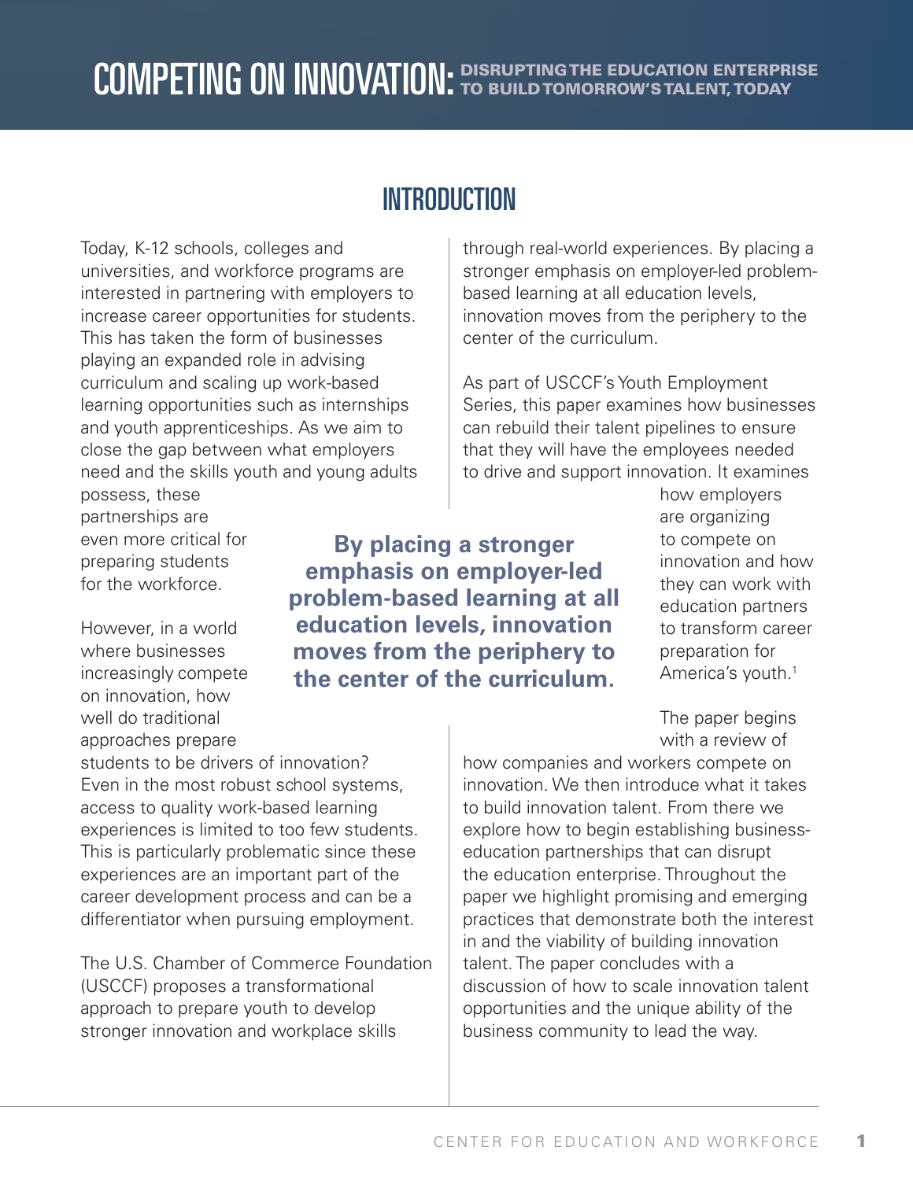## INTRODUCTION

Today, K-12 schools, colleges and universities, and workforce programs are interested in partnering with employers to increase career opportunities for students. This has taken the form of businesses playing an expanded role in advising curriculum and scaling up work-based learning opportunities such as internships and youth apprenticeships. As we aim to close the gap between what employers need and the skills youth and young adults possess, these partnerships are even more critical for preparing students for the workforce.

However, in a world where businesses increasingly compete on innovation, how well do traditional approaches prepare students to be drivers of innovation? Even in the most robust school systems, access to quality work-based learning experiences is limited to too few students. This is particularly problematic since these experiences are an important part of the career development process and can be a differentiator when pursuing employment.

The U.S. Chamber of Commerce Foundation (USCCF) proposes a transformational approach to prepare youth to develop stronger innovation and workplace skills through real-world experiences. By placing a stronger emphasis on employer-led problem-based learning at all education levels, innovation moves from the periphery to the center of the curriculum.

**By placing a stronger emphasis on employer-led problem-based learning at all education levels, innovation moves from the periphery to the center of the curriculum.**

As part of USCCF's Youth Employment Series, this paper examines how businesses can rebuild their talent pipelines to ensure that they will have the employees needed to drive and support innovation. It examines how employers are organizing to compete on innovation and how they can work with education partners to transform career preparation for America's youth.[1]

The paper begins with a review of how companies and workers compete on innovation. We then introduce what it takes to build innovation talent. From there we explore how to begin establishing business-education partnerships that can disrupt the education enterprise. Throughout the paper we highlight promising and emerging practices that demonstrate both the interest in and the viability of building innovation talent. The paper concludes with a discussion of how to scale innovation talent opportunities and the unique ability of the business community to lead the way.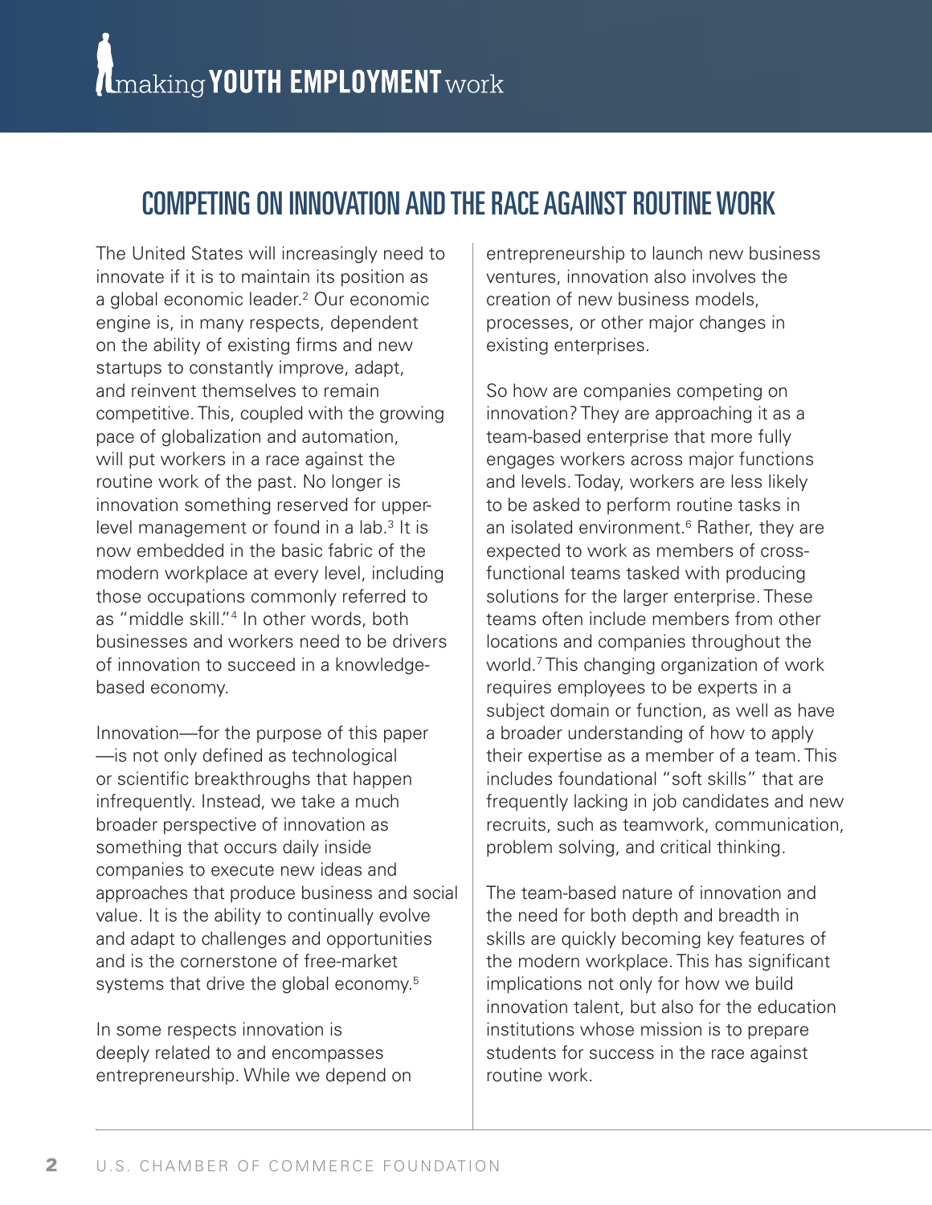# COMPETING ON INNOVATION AND THE RACE AGAINST ROUTINE WORK

The United States will increasingly need to innovate if it is to maintain its position as a global economic leader.[2] Our economic engine is, in many respects, dependent on the ability of existing firms and new startups to constantly improve, adapt, and reinvent themselves to remain competitive. This, coupled with the growing pace of globalization and automation, will put workers in a race against the routine work of the past. No longer is innovation something reserved for upper-level management or found in a lab.[3] It is now embedded in the basic fabric of the modern workplace at every level, including those occupations commonly referred to as "middle skill."[4] In other words, both businesses and workers need to be drivers of innovation to succeed in a knowledge-based economy.

Innovation—for the purpose of this paper—is not only defined as technological or scientific breakthroughs that happen infrequently. Instead, we take a much broader perspective of innovation as something that occurs daily inside companies to execute new ideas and approaches that produce business and social value. It is the ability to continually evolve and adapt to challenges and opportunities and is the cornerstone of free-market systems that drive the global economy.[5]

In some respects innovation is deeply related to and encompasses entrepreneurship. While we depend on entrepreneurship to launch new business ventures, innovation also involves the creation of new business models, processes, or other major changes in existing enterprises.

So how are companies competing on innovation? They are approaching it as a team-based enterprise that more fully engages workers across major functions and levels. Today, workers are less likely to be asked to perform routine tasks in an isolated environment.[6] Rather, they are expected to work as members of cross-functional teams tasked with producing solutions for the larger enterprise. These teams often include members from other locations and companies throughout the world.[7] This changing organization of work requires employees to be experts in a subject domain or function, as well as have a broader understanding of how to apply their expertise as a member of a team. This includes foundational "soft skills" that are frequently lacking in job candidates and new recruits, such as teamwork, communication, problem solving, and critical thinking.

The team-based nature of innovation and the need for both depth and breadth in skills are quickly becoming key features of the modern workplace. This has significant implications not only for how we build innovation talent, but also for the education institutions whose mission is to prepare students for success in the race against routine work.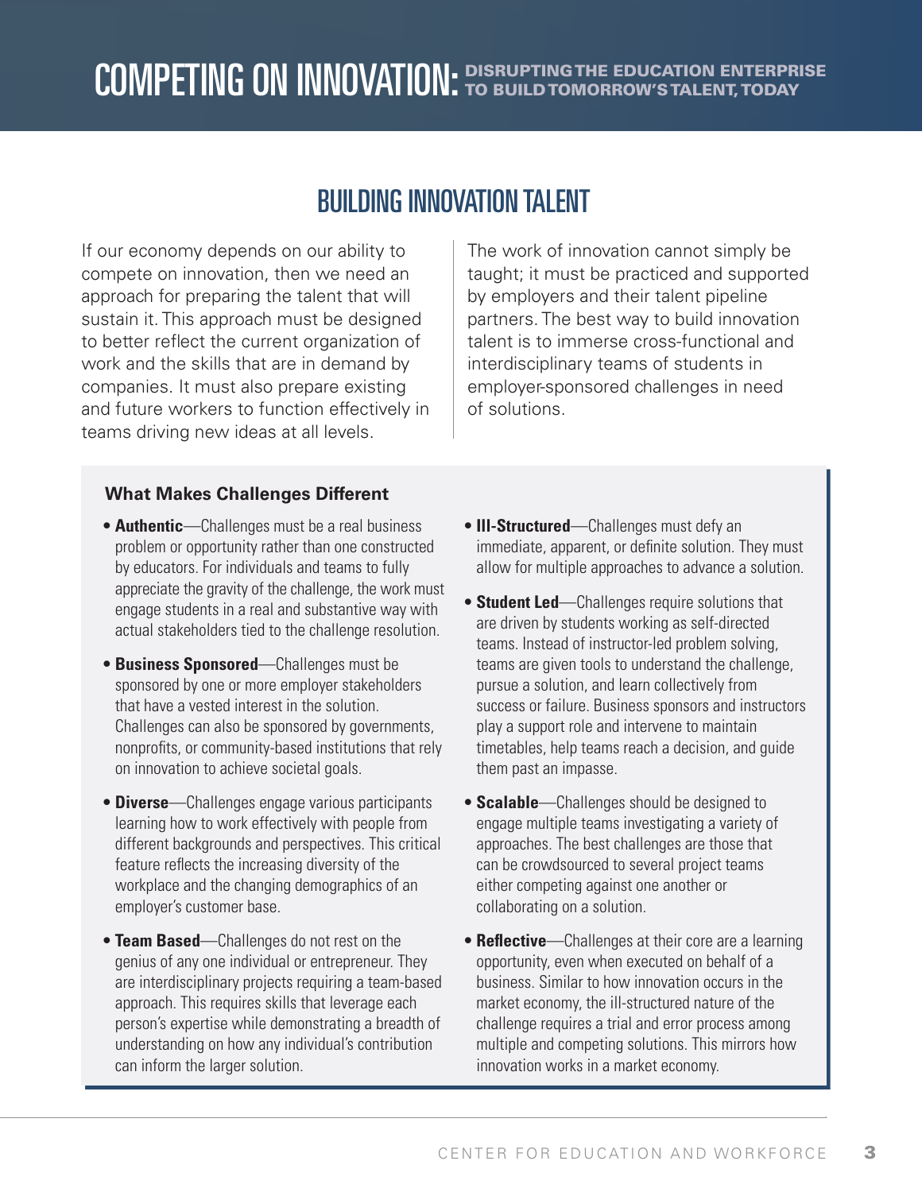## BUILDING INNOVATION TALENT

If our economy depends on our ability to compete on innovation, then we need an approach for preparing the talent that will sustain it. This approach must be designed to better reflect the current organization of work and the skills that are in demand by companies. It must also prepare existing and future workers to function effectively in teams driving new ideas at all levels.

The work of innovation cannot simply be taught; it must be practiced and supported by employers and their talent pipeline partners. The best way to build innovation talent is to immerse cross-functional and interdisciplinary teams of students in employer-sponsored challenges in need of solutions.

### What Makes Challenges Different

- **Authentic**—Challenges must be a real business problem or opportunity rather than one constructed by educators. For individuals and teams to fully appreciate the gravity of the challenge, the work must engage students in a real and substantive way with actual stakeholders tied to the challenge resolution.
- **Business Sponsored**—Challenges must be sponsored by one or more employer stakeholders that have a vested interest in the solution. Challenges can also be sponsored by governments, nonprofits, or community-based institutions that rely on innovation to achieve societal goals.
- **Diverse**—Challenges engage various participants learning how to work effectively with people from different backgrounds and perspectives. This critical feature reflects the increasing diversity of the workplace and the changing demographics of an employer's customer base.
- **Team Based**—Challenges do not rest on the genius of any one individual or entrepreneur. They are interdisciplinary projects requiring a team-based approach. This requires skills that leverage each person's expertise while demonstrating a breadth of understanding on how any individual's contribution can inform the larger solution.
- **Ill-Structured**—Challenges must defy an immediate, apparent, or definite solution. They must allow for multiple approaches to advance a solution.
- **Student Led**—Challenges require solutions that are driven by students working as self-directed teams. Instead of instructor-led problem solving, teams are given tools to understand the challenge, pursue a solution, and learn collectively from success or failure. Business sponsors and instructors play a support role and intervene to maintain timetables, help teams reach a decision, and guide them past an impasse.
- **Scalable**—Challenges should be designed to engage multiple teams investigating a variety of approaches. The best challenges are those that can be crowdsourced to several project teams either competing against one another or collaborating on a solution.
- **Reflective**—Challenges at their core are a learning opportunity, even when executed on behalf of a business. Similar to how innovation occurs in the market economy, the ill-structured nature of the challenge requires a trial and error process among multiple and competing solutions. This mirrors how innovation works in a market economy.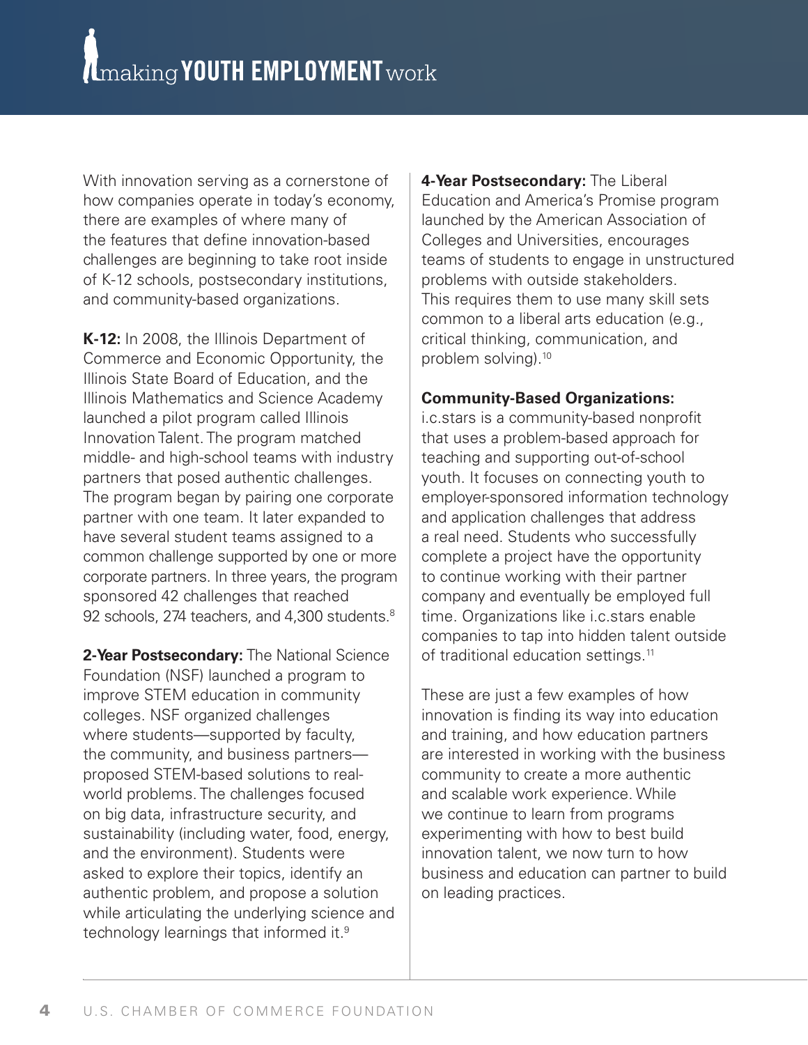With innovation serving as a cornerstone of how companies operate in today's economy, there are examples of where many of the features that define innovation-based challenges are beginning to take root inside of K-12 schools, postsecondary institutions, and community-based organizations.

**K-12:** In 2008, the Illinois Department of Commerce and Economic Opportunity, the Illinois State Board of Education, and the Illinois Mathematics and Science Academy launched a pilot program called Illinois Innovation Talent. The program matched middle- and high-school teams with industry partners that posed authentic challenges. The program began by pairing one corporate partner with one team. It later expanded to have several student teams assigned to a common challenge supported by one or more corporate partners. In three years, the program sponsored 42 challenges that reached 92 schools, 274 teachers, and 4,300 students.[8]

**2-Year Postsecondary:** The National Science Foundation (NSF) launched a program to improve STEM education in community colleges. NSF organized challenges where students—supported by faculty, the community, and business partners—proposed STEM-based solutions to real-world problems. The challenges focused on big data, infrastructure security, and sustainability (including water, food, energy, and the environment). Students were asked to explore their topics, identify an authentic problem, and propose a solution while articulating the underlying science and technology learnings that informed it.[9]

**4-Year Postsecondary:** The Liberal Education and America's Promise program launched by the American Association of Colleges and Universities, encourages teams of students to engage in unstructured problems with outside stakeholders. This requires them to use many skill sets common to a liberal arts education (e.g., critical thinking, communication, and problem solving).[10]

**Community-Based Organizations:** i.c.stars is a community-based nonprofit that uses a problem-based approach for teaching and supporting out-of-school youth. It focuses on connecting youth to employer-sponsored information technology and application challenges that address a real need. Students who successfully complete a project have the opportunity to continue working with their partner company and eventually be employed full time. Organizations like i.c.stars enable companies to tap into hidden talent outside of traditional education settings.[11]

These are just a few examples of how innovation is finding its way into education and training, and how education partners are interested in working with the business community to create a more authentic and scalable work experience. While we continue to learn from programs experimenting with how to best build innovation talent, we now turn to how business and education can partner to build on leading practices.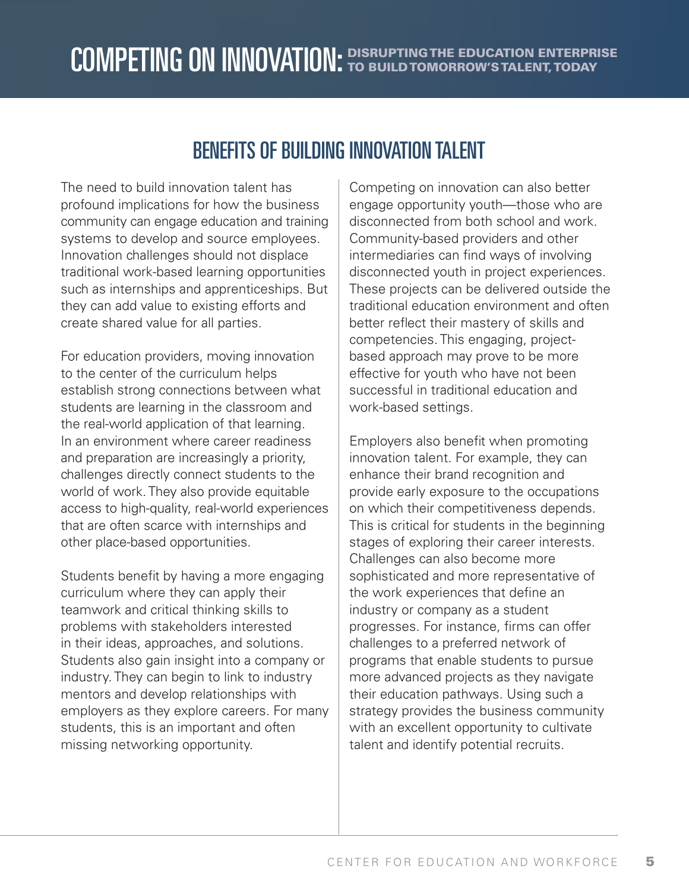## BENEFITS OF BUILDING INNOVATION TALENT

The need to build innovation talent has profound implications for how the business community can engage education and training systems to develop and source employees. Innovation challenges should not displace traditional work-based learning opportunities such as internships and apprenticeships. But they can add value to existing efforts and create shared value for all parties.

For education providers, moving innovation to the center of the curriculum helps establish strong connections between what students are learning in the classroom and the real-world application of that learning. In an environment where career readiness and preparation are increasingly a priority, challenges directly connect students to the world of work. They also provide equitable access to high-quality, real-world experiences that are often scarce with internships and other place-based opportunities.

Students benefit by having a more engaging curriculum where they can apply their teamwork and critical thinking skills to problems with stakeholders interested in their ideas, approaches, and solutions. Students also gain insight into a company or industry. They can begin to link to industry mentors and develop relationships with employers as they explore careers. For many students, this is an important and often missing networking opportunity.

Competing on innovation can also better engage opportunity youth—those who are disconnected from both school and work. Community-based providers and other intermediaries can find ways of involving disconnected youth in project experiences. These projects can be delivered outside the traditional education environment and often better reflect their mastery of skills and competencies. This engaging, project-based approach may prove to be more effective for youth who have not been successful in traditional education and work-based settings.

Employers also benefit when promoting innovation talent. For example, they can enhance their brand recognition and provide early exposure to the occupations on which their competitiveness depends. This is critical for students in the beginning stages of exploring their career interests. Challenges can also become more sophisticated and more representative of the work experiences that define an industry or company as a student progresses. For instance, firms can offer challenges to a preferred network of programs that enable students to pursue more advanced projects as they navigate their education pathways. Using such a strategy provides the business community with an excellent opportunity to cultivate talent and identify potential recruits.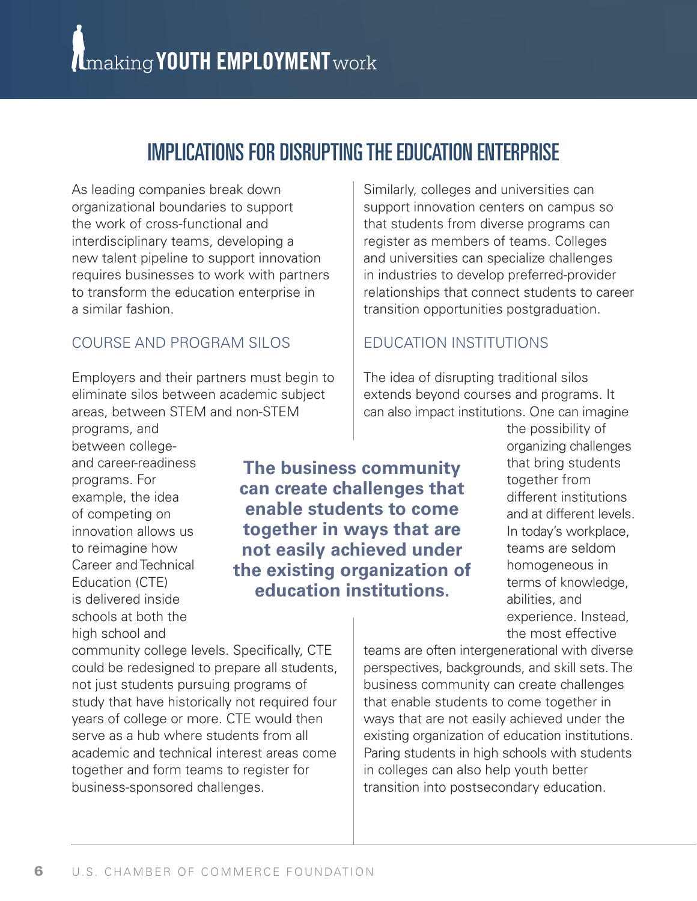# IMPLICATIONS FOR DISRUPTING THE EDUCATION ENTERPRISE

As leading companies break down organizational boundaries to support the work of cross-functional and interdisciplinary teams, developing a new talent pipeline to support innovation requires businesses to work with partners to transform the education enterprise in a similar fashion.

## COURSE AND PROGRAM SILOS

Employers and their partners must begin to eliminate silos between academic subject areas, between STEM and non-STEM programs, and between college- and career-readiness programs. For example, the idea of competing on innovation allows us to reimagine how Career and Technical Education (CTE) is delivered inside schools at both the high school and community college levels. Specifically, CTE could be redesigned to prepare all students, not just students pursuing programs of study that have historically not required four years of college or more. CTE would then serve as a hub where students from all academic and technical interest areas come together and form teams to register for business-sponsored challenges.

Similarly, colleges and universities can support innovation centers on campus so that students from diverse programs can register as members of teams. Colleges and universities can specialize challenges in industries to develop preferred-provider relationships that connect students to career transition opportunities postgraduation.

**The business community can create challenges that enable students to come together in ways that are not easily achieved under the existing organization of education institutions.**

## EDUCATION INSTITUTIONS

The idea of disrupting traditional silos extends beyond courses and programs. It can also impact institutions. One can imagine the possibility of organizing challenges that bring students together from different institutions and at different levels. In today's workplace, teams are seldom homogeneous in terms of knowledge, abilities, and experience. Instead, the most effective teams are often intergenerational with diverse perspectives, backgrounds, and skill sets. The business community can create challenges that enable students to come together in ways that are not easily achieved under the existing organization of education institutions. Paring students in high schools with students in colleges can also help youth better transition into postsecondary education.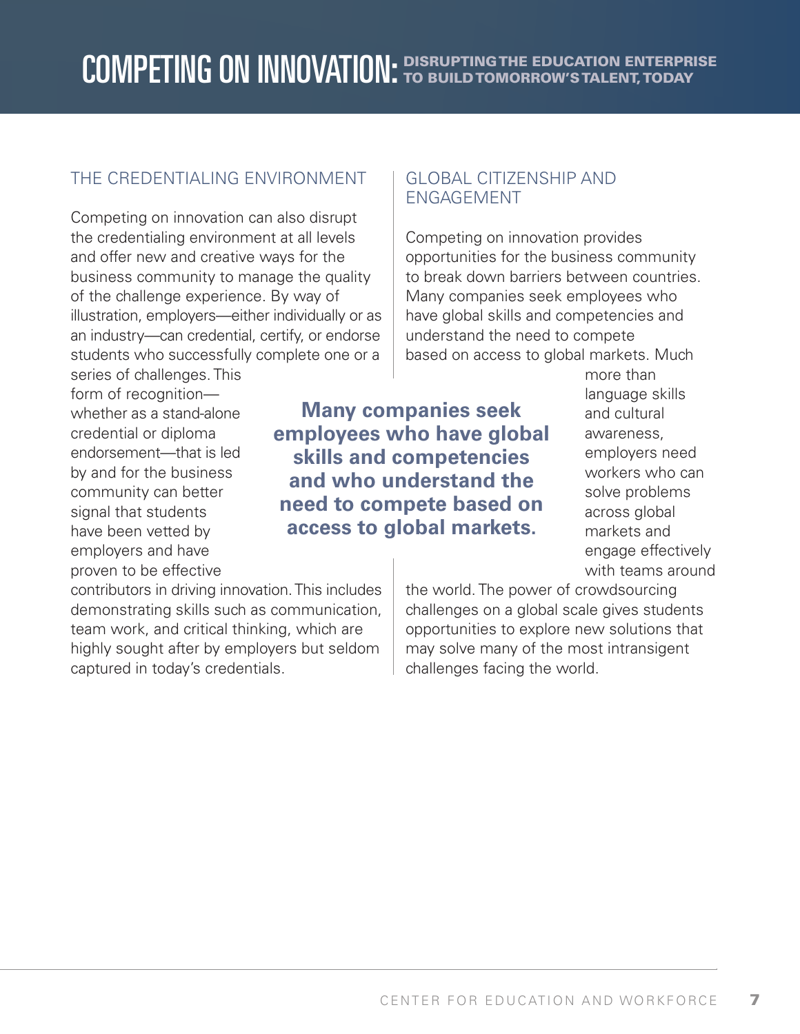## THE CREDENTIALING ENVIRONMENT

Competing on innovation can also disrupt the credentialing environment at all levels and offer new and creative ways for the business community to manage the quality of the challenge experience. By way of illustration, employers—either individually or as an industry—can credential, certify, or endorse students who successfully complete one or a series of challenges. This form of recognition—whether as a stand-alone credential or diploma endorsement—that is led by and for the business community can better signal that students have been vetted by employers and have proven to be effective contributors in driving innovation. This includes demonstrating skills such as communication, team work, and critical thinking, which are highly sought after by employers but seldom captured in today's credentials.

## GLOBAL CITIZENSHIP AND ENGAGEMENT

Competing on innovation provides opportunities for the business community to break down barriers between countries. Many companies seek employees who have global skills and competencies and understand the need to compete based on access to global markets. Much more than language skills and cultural awareness, employers need workers who can solve problems across global markets and engage effectively with teams around the world. The power of crowdsourcing challenges on a global scale gives students opportunities to explore new solutions that may solve many of the most intransigent challenges facing the world.

**Many companies seek employees who have global skills and competencies and who understand the need to compete based on access to global markets.**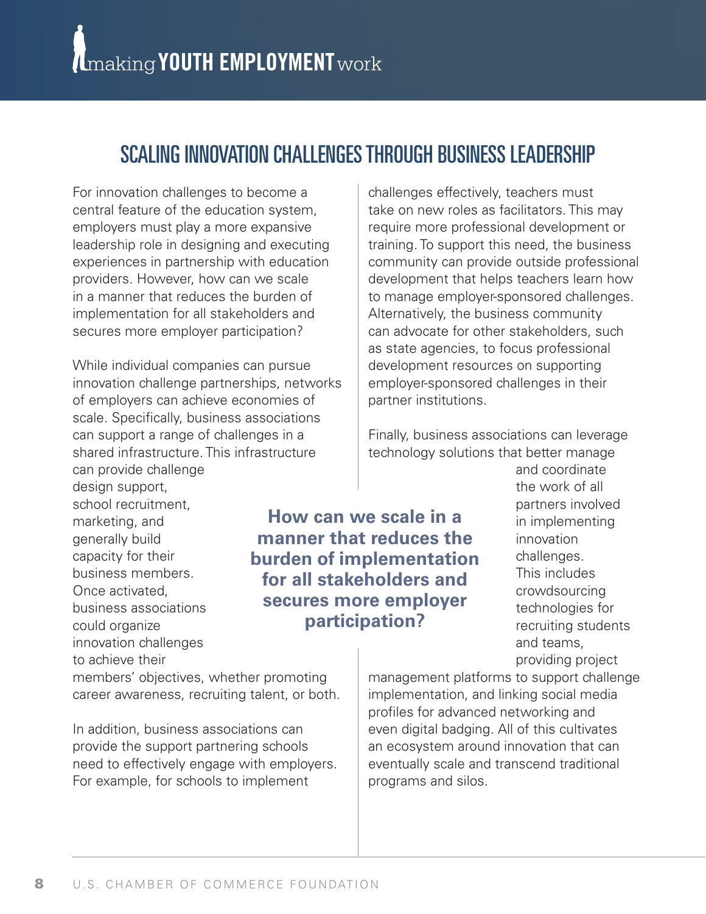## SCALING INNOVATION CHALLENGES THROUGH BUSINESS LEADERSHIP

For innovation challenges to become a central feature of the education system, employers must play a more expansive leadership role in designing and executing experiences in partnership with education providers. However, how can we scale in a manner that reduces the burden of implementation for all stakeholders and secures more employer participation?

While individual companies can pursue innovation challenge partnerships, networks of employers can achieve economies of scale. Specifically, business associations can support a range of challenges in a shared infrastructure. This infrastructure can provide challenge design support, school recruitment, marketing, and generally build capacity for their business members. Once activated, business associations could organize innovation challenges to achieve their members' objectives, whether promoting career awareness, recruiting talent, or both.

In addition, business associations can provide the support partnering schools need to effectively engage with employers. For example, for schools to implement challenges effectively, teachers must take on new roles as facilitators. This may require more professional development or training. To support this need, the business community can provide outside professional development that helps teachers learn how to manage employer-sponsored challenges. Alternatively, the business community can advocate for other stakeholders, such as state agencies, to focus professional development resources on supporting employer-sponsored challenges in their partner institutions.

Finally, business associations can leverage technology solutions that better manage and coordinate the work of all partners involved in implementing innovation challenges. This includes crowdsourcing technologies for recruiting students and teams, providing project management platforms to support challenge implementation, and linking social media profiles for advanced networking and even digital badging. All of this cultivates an ecosystem around innovation that can eventually scale and transcend traditional programs and silos.

**How can we scale in a manner that reduces the burden of implementation for all stakeholders and secures more employer participation?**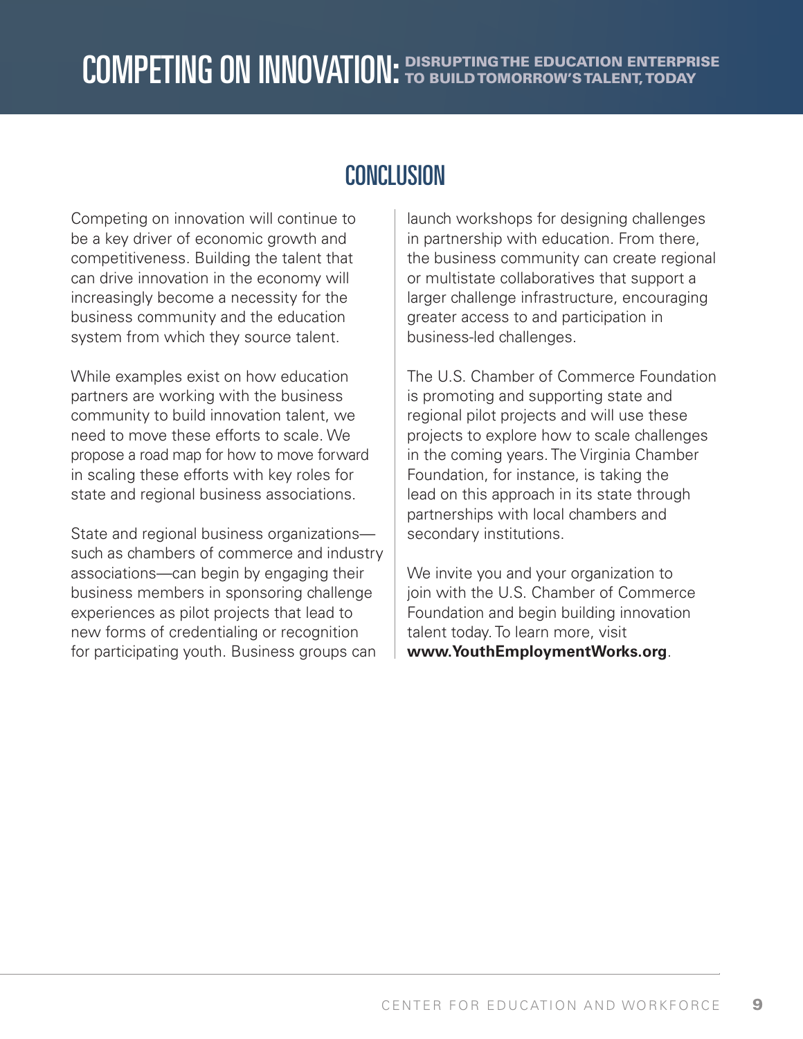## CONCLUSION

Competing on innovation will continue to be a key driver of economic growth and competitiveness. Building the talent that can drive innovation in the economy will increasingly become a necessity for the business community and the education system from which they source talent.

While examples exist on how education partners are working with the business community to build innovation talent, we need to move these efforts to scale. We propose a road map for how to move forward in scaling these efforts with key roles for state and regional business associations.

State and regional business organizations—such as chambers of commerce and industry associations—can begin by engaging their business members in sponsoring challenge experiences as pilot projects that lead to new forms of credentialing or recognition for participating youth. Business groups can launch workshops for designing challenges in partnership with education. From there, the business community can create regional or multistate collaboratives that support a larger challenge infrastructure, encouraging greater access to and participation in business-led challenges.

The U.S. Chamber of Commerce Foundation is promoting and supporting state and regional pilot projects and will use these projects to explore how to scale challenges in the coming years. The Virginia Chamber Foundation, for instance, is taking the lead on this approach in its state through partnerships with local chambers and secondary institutions.

We invite you and your organization to join with the U.S. Chamber of Commerce Foundation and begin building innovation talent today. To learn more, visit **www.YouthEmploymentWorks.org**.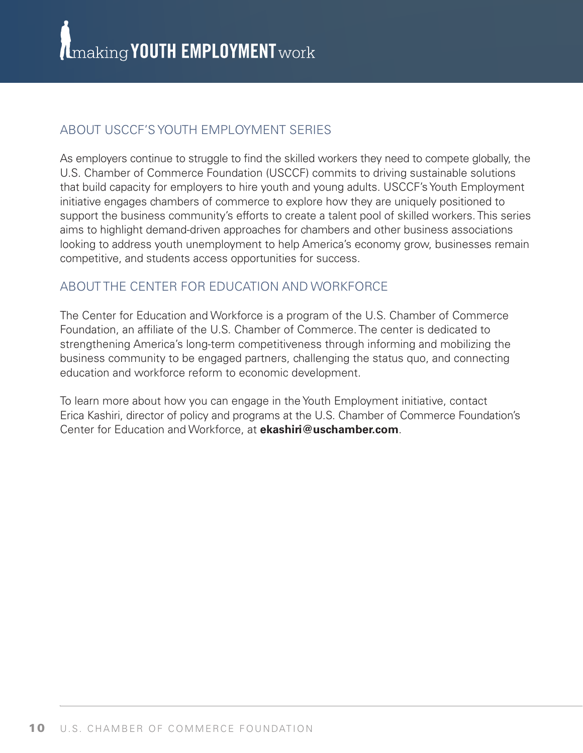## ABOUT USCCF'S YOUTH EMPLOYMENT SERIES

As employers continue to struggle to find the skilled workers they need to compete globally, the U.S. Chamber of Commerce Foundation (USCCF) commits to driving sustainable solutions that build capacity for employers to hire youth and young adults. USCCF's Youth Employment initiative engages chambers of commerce to explore how they are uniquely positioned to support the business community's efforts to create a talent pool of skilled workers. This series aims to highlight demand-driven approaches for chambers and other business associations looking to address youth unemployment to help America's economy grow, businesses remain competitive, and students access opportunities for success.

## ABOUT THE CENTER FOR EDUCATION AND WORKFORCE

The Center for Education and Workforce is a program of the U.S. Chamber of Commerce Foundation, an affiliate of the U.S. Chamber of Commerce. The center is dedicated to strengthening America's long-term competitiveness through informing and mobilizing the business community to be engaged partners, challenging the status quo, and connecting education and workforce reform to economic development.

To learn more about how you can engage in the Youth Employment initiative, contact Erica Kashiri, director of policy and programs at the U.S. Chamber of Commerce Foundation's Center for Education and Workforce, at **ekashiri@uschamber.com**.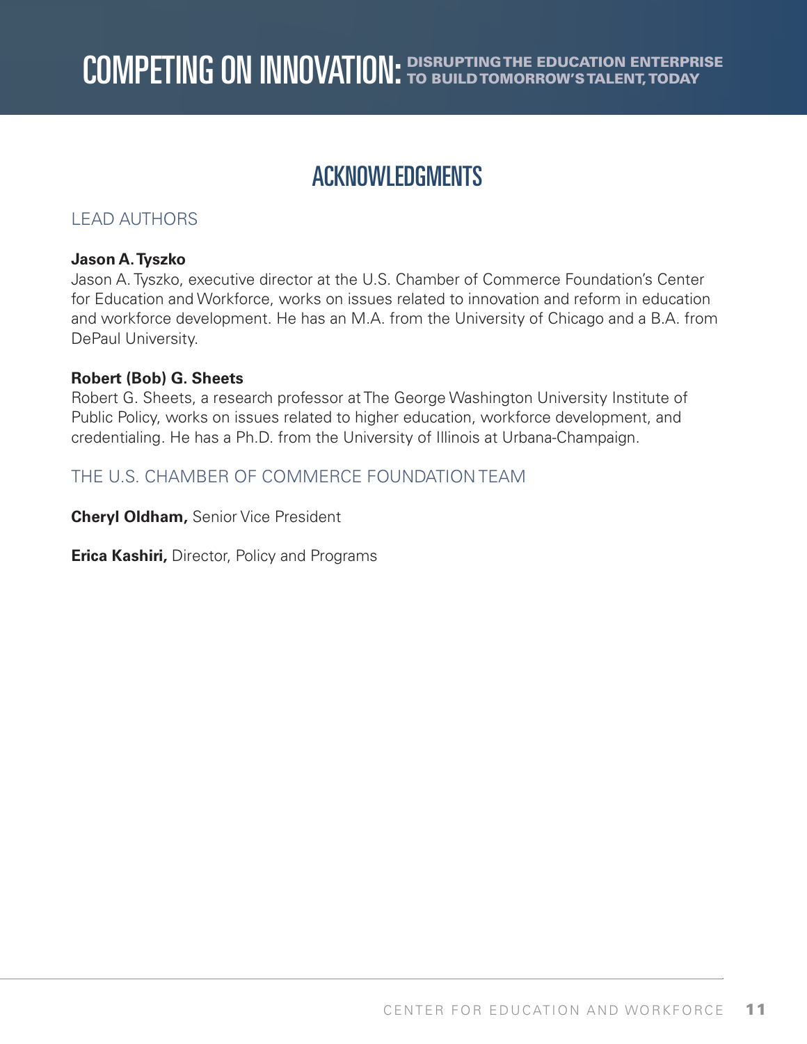# ACKNOWLEDGMENTS

## LEAD AUTHORS

**Jason A. Tyszko**
Jason A. Tyszko, executive director at the U.S. Chamber of Commerce Foundation's Center for Education and Workforce, works on issues related to innovation and reform in education and workforce development. He has an M.A. from the University of Chicago and a B.A. from DePaul University.

**Robert (Bob) G. Sheets**
Robert G. Sheets, a research professor at The George Washington University Institute of Public Policy, works on issues related to higher education, workforce development, and credentialing. He has a Ph.D. from the University of Illinois at Urbana-Champaign.

## THE U.S. CHAMBER OF COMMERCE FOUNDATION TEAM

**Cheryl Oldham,** Senior Vice President

**Erica Kashiri,** Director, Policy and Programs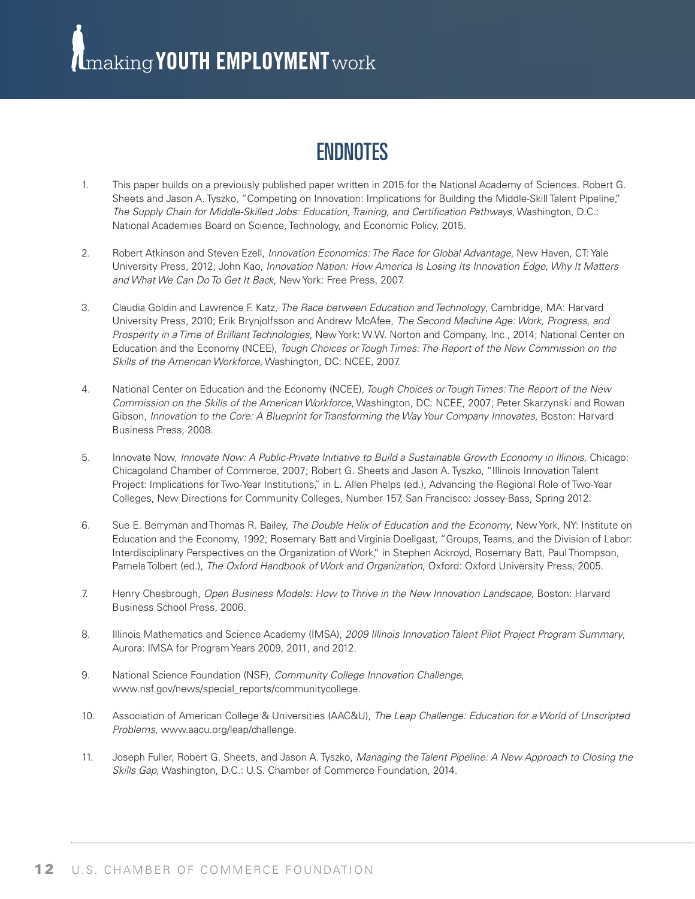# ENDNOTES

1. This paper builds on a previously published paper written in 2015 for the National Academy of Sciences. Robert G. Sheets and Jason A. Tyszko, "Competing on Innovation: Implications for Building the Middle-Skill Talent Pipeline," *The Supply Chain for Middle-Skilled Jobs: Education, Training, and Certification Pathways*, Washington, D.C.: National Academies Board on Science, Technology, and Economic Policy, 2015.

2. Robert Atkinson and Steven Ezell, *Innovation Economics: The Race for Global Advantage*, New Haven, CT: Yale University Press, 2012; John Kao, *Innovation Nation: How America Is Losing Its Innovation Edge, Why It Matters and What We Can Do To Get It Back*, New York: Free Press, 2007.

3. Claudia Goldin and Lawrence F. Katz, *The Race between Education and Technology*, Cambridge, MA: Harvard University Press, 2010; Erik Brynjolfsson and Andrew McAfee, *The Second Machine Age: Work, Progress, and Prosperity in a Time of Brilliant Technologies*, New York: W.W. Norton and Company, Inc., 2014; National Center on Education and the Economy (NCEE), *Tough Choices or Tough Times: The Report of the New Commission on the Skills of the American Workforce*, Washington, DC: NCEE, 2007.

4. National Center on Education and the Economy (NCEE), *Tough Choices or Tough Times: The Report of the New Commission on the Skills of the American Workforce*, Washington, DC: NCEE, 2007; Peter Skarzynski and Rowan Gibson, *Innovation to the Core: A Blueprint for Transforming the Way Your Company Innovates*, Boston: Harvard Business Press, 2008.

5. Innovate Now, *Innovate Now: A Public-Private Initiative to Build a Sustainable Growth Economy in Illinois*, Chicago: Chicagoland Chamber of Commerce, 2007; Robert G. Sheets and Jason A. Tyszko, "Illinois Innovation Talent Project: Implications for Two-Year Institutions," in L. Allen Phelps (ed.), Advancing the Regional Role of Two-Year Colleges, New Directions for Community Colleges, Number 157, San Francisco: Jossey-Bass, Spring 2012.

6. Sue E. Berryman and Thomas R. Bailey, *The Double Helix of Education and the Economy*, New York, NY: Institute on Education and the Economy, 1992; Rosemary Batt and Virginia Doellgast, "Groups, Teams, and the Division of Labor: Interdisciplinary Perspectives on the Organization of Work," in Stephen Ackroyd, Rosemary Batt, Paul Thompson, Pamela Tolbert (ed.), *The Oxford Handbook of Work and Organization*, Oxford: Oxford University Press, 2005.

7. Henry Chesbrough, *Open Business Models: How to Thrive in the New Innovation Landscape*, Boston: Harvard Business School Press, 2006.

8. Illinois Mathematics and Science Academy (IMSA), *2009 Illinois Innovation Talent Pilot Project Program Summary*, Aurora: IMSA for Program Years 2009, 2011, and 2012.

9. National Science Foundation (NSF), *Community College Innovation Challenge*, www.nsf.gov/news/special_reports/communitycollege.

10. Association of American College & Universities (AAC&U), *The Leap Challenge: Education for a World of Unscripted Problems*, www.aacu.org/leap/challenge.

11. Joseph Fuller, Robert G. Sheets, and Jason A. Tyszko, *Managing the Talent Pipeline: A New Approach to Closing the Skills Gap*, Washington, D.C.: U.S. Chamber of Commerce Foundation, 2014.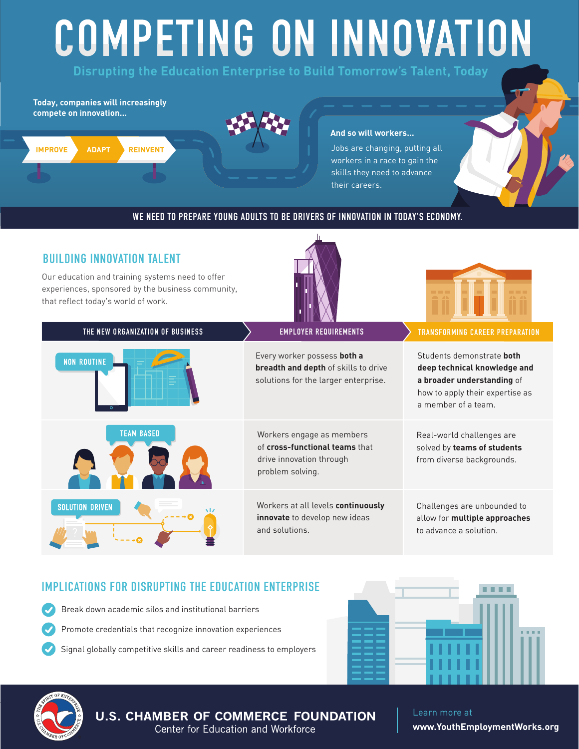# COMPETING ON INNOVATION

## Disrupting the Education Enterprise to Build Tomorrow's Talent, Today

**Today, companies will increasingly compete on innovation...**

IMPROVE → ADAPT → REINVENT

**And so will workers...**

Jobs are changing, putting all workers in a race to gain the skills they need to advance their careers.

**WE NEED TO PREPARE YOUNG ADULTS TO BE DRIVERS OF INNOVATION IN TODAY'S ECONOMY.**

## BUILDING INNOVATION TALENT

Our education and training systems need to offer experiences, sponsored by the business community, that reflect today's world of work.

| THE NEW ORGANIZATION OF BUSINESS | EMPLOYER REQUIREMENTS | TRANSFORMING CAREER PREPARATION |
|---|---|---|
| NON ROUTINE | Every worker possess **both a breadth and depth** of skills to drive solutions for the larger enterprise. | Students demonstrate **both deep technical knowledge and a broader understanding** of how to apply their expertise as a member of a team. |
| TEAM BASED | Workers engage as members of **cross-functional teams** that drive innovation through problem solving. | Real-world challenges are solved by **teams of students** from diverse backgrounds. |
| SOLUTION DRIVEN | Workers at all levels **continuously innovate** to develop new ideas and solutions. | Challenges are unbounded to allow for **multiple approaches** to advance a solution. |

## IMPLICATIONS FOR DISRUPTING THE EDUCATION ENTERPRISE

- Break down academic silos and institutional barriers
- Promote credentials that recognize innovation experiences
- Signal globally competitive skills and career readiness to employers

**U.S. CHAMBER OF COMMERCE FOUNDATION**
Center for Education and Workforce

Learn more at
**www.YouthEmploymentWorks.org**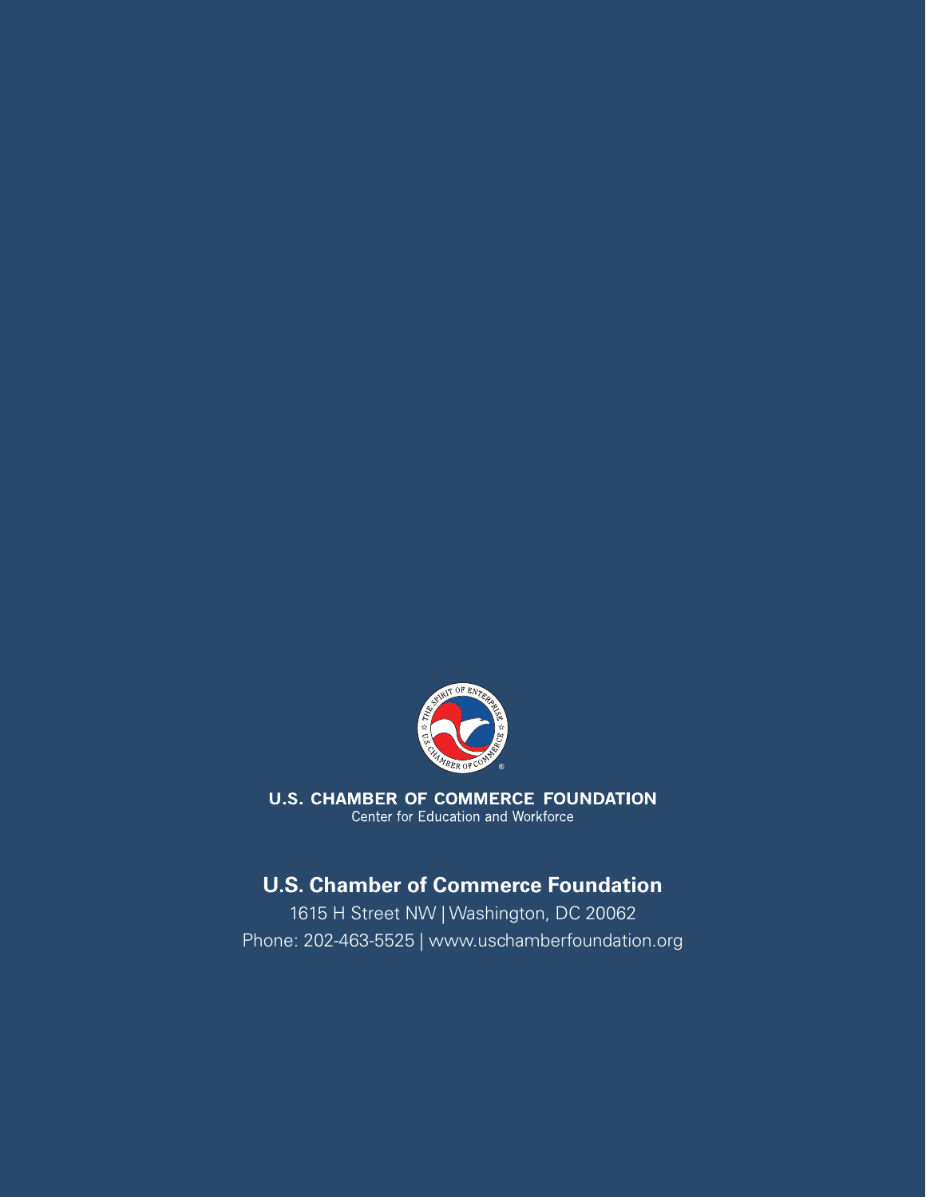U.S. CHAMBER OF COMMERCE FOUNDATION
Center for Education and Workforce

## U.S. Chamber of Commerce Foundation

1615 H Street NW | Washington, DC 20062
Phone: 202-463-5525 | www.uschamberfoundation.org